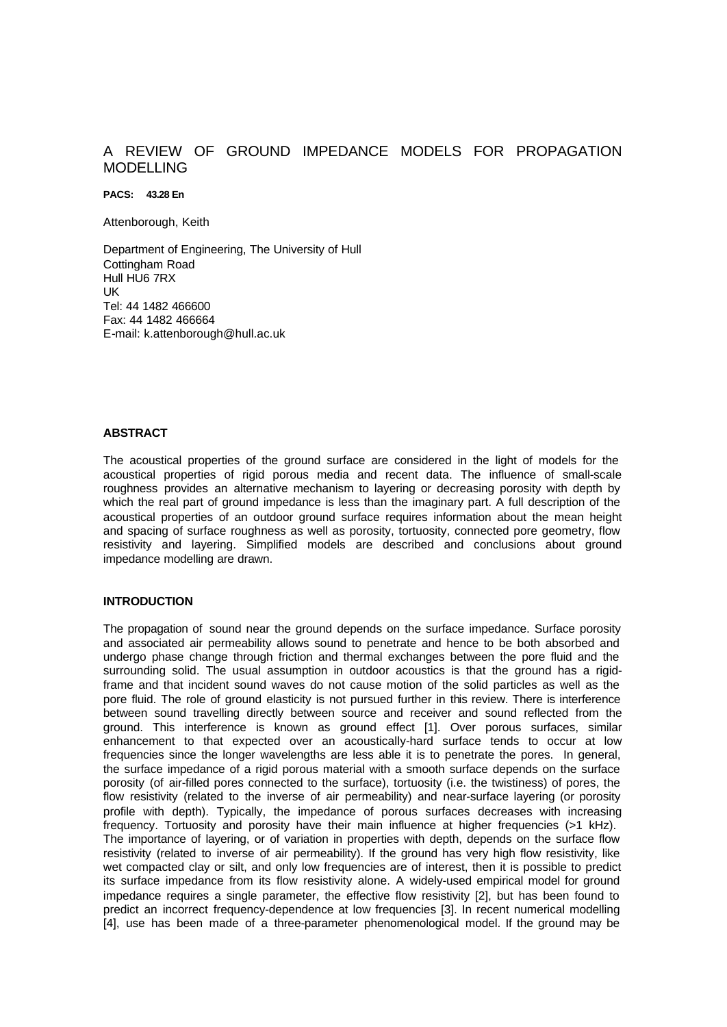# A REVIEW OF GROUND IMPEDANCE MODELS FOR PROPAGATION MODELLING

**PACS: 43.28 En**

Attenborough, Keith

Department of Engineering, The University of Hull
Cottingham Road
Hull HU6 7RX
UK
Tel: 44 1482 466600
Fax: 44 1482 466664
E-mail: k.attenborough@hull.ac.uk

## ABSTRACT

The acoustical properties of the ground surface are considered in the light of models for the acoustical properties of rigid porous media and recent data. The influence of small-scale roughness provides an alternative mechanism to layering or decreasing porosity with depth by which the real part of ground impedance is less than the imaginary part. A full description of the acoustical properties of an outdoor ground surface requires information about the mean height and spacing of surface roughness as well as porosity, tortuosity, connected pore geometry, flow resistivity and layering. Simplified models are described and conclusions about ground impedance modelling are drawn.

## INTRODUCTION

The propagation of sound near the ground depends on the surface impedance. Surface porosity and associated air permeability allows sound to penetrate and hence to be both absorbed and undergo phase change through friction and thermal exchanges between the pore fluid and the surrounding solid. The usual assumption in outdoor acoustics is that the ground has a rigid-frame and that incident sound waves do not cause motion of the solid particles as well as the pore fluid. The role of ground elasticity is not pursued further in this review. There is interference between sound travelling directly between source and receiver and sound reflected from the ground. This interference is known as ground effect [1]. Over porous surfaces, similar enhancement to that expected over an acoustically-hard surface tends to occur at low frequencies since the longer wavelengths are less able it is to penetrate the pores. In general, the surface impedance of a rigid porous material with a smooth surface depends on the surface porosity (of air-filled pores connected to the surface), tortuosity (i.e. the twistiness) of pores, the flow resistivity (related to the inverse of air permeability) and near-surface layering (or porosity profile with depth). Typically, the impedance of porous surfaces decreases with increasing frequency. Tortuosity and porosity have their main influence at higher frequencies (>1 kHz). The importance of layering, or of variation in properties with depth, depends on the surface flow resistivity (related to inverse of air permeability). If the ground has very high flow resistivity, like wet compacted clay or silt, and only low frequencies are of interest, then it is possible to predict its surface impedance from its flow resistivity alone. A widely-used empirical model for ground impedance requires a single parameter, the effective flow resistivity [2], but has been found to predict an incorrect frequency-dependence at low frequencies [3]. In recent numerical modelling [4], use has been made of a three-parameter phenomenological model. If the ground may be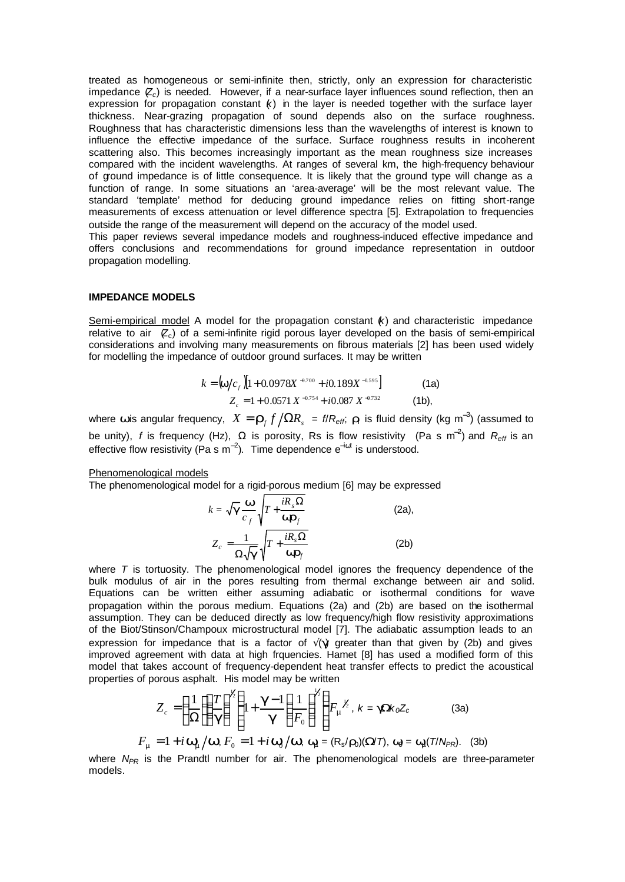treated as homogeneous or semi-infinite then, strictly, only an expression for characteristic impedance ($Z_c$) is needed. However, if a near-surface layer influences sound reflection, then an expression for propagation constant ($k$) in the layer is needed together with the surface layer thickness. Near-grazing propagation of sound depends also on the surface roughness. Roughness that has characteristic dimensions less than the wavelengths of interest is known to influence the effective impedance of the surface. Surface roughness results in incoherent scattering also. This becomes increasingly important as the mean roughness size increases compared with the incident wavelengths. At ranges of several km, the high-frequency behaviour of ground impedance is of little consequence. It is likely that the ground type will change as a function of range. In some situations an 'area-average' will be the most relevant value. The standard 'template' method for deducing ground impedance relies on fitting short-range measurements of excess attenuation or level difference spectra [5]. Extrapolation to frequencies outside the range of the measurement will depend on the accuracy of the model used.

This paper reviews several impedance models and roughness-induced effective impedance and offers conclusions and recommendations for ground impedance representation in outdoor propagation modelling.

## IMPEDANCE MODELS

Semi-empirical model A model for the propagation constant ($k$) and characteristic impedance relative to air ($Z_c$) of a semi-infinite rigid porous layer developed on the basis of semi-empirical considerations and involving many measurements on fibrous materials [2] has been used widely for modelling the impedance of outdoor ground surfaces. It may be written

$$k = (\omega/c_f)\left[1 + 0.0978X^{-0.700} + i0.189X^{-0.595}\right] \qquad \text{(1a)}$$

$$Z_c = 1 + 0.0571\,X^{-0.754} + i0.087\,X^{-0.732} \qquad \text{(1b)},$$

where $\omega$ is angular frequency, $X = \rho_f f/\Omega R_s = f/R_{eff}$; $\rho_f$ is fluid density (kg m$^{-3}$) (assumed to be unity), $f$ is frequency (Hz), $\Omega$ is porosity, Rs is flow resistivity (Pa s m$^{-2}$) and $R_{eff}$ is an effective flow resistivity (Pa s m$^{-2}$). Time dependence $e^{-i\omega t}$ is understood.

Phenomenological models

The phenomenological model for a rigid-porous medium [6] may be expressed

$$k = \sqrt{\gamma}\,\frac{\omega}{c_f}\sqrt{T + \frac{iR_s\Omega}{\omega\rho_f}} \qquad \text{(2a)},$$

$$Z_c = \frac{1}{\Omega\sqrt{\gamma}}\sqrt{T + \frac{iR_s\Omega}{\omega\rho_f}} \qquad \text{(2b)}$$

where $T$ is tortuosity. The phenomenological model ignores the frequency dependence of the bulk modulus of air in the pores resulting from thermal exchange between air and solid. Equations can be written either assuming adiabatic or isothermal conditions for wave propagation within the porous medium. Equations (2a) and (2b) are based on the isothermal assumption. They can be deduced directly as low frequency/high flow resistivity approximations of the Biot/Stinson/Champoux microstructural model [7]. The adiabatic assumption leads to an expression for impedance that is a factor of $\sqrt{(\gamma)}$ greater than that given by (2b) and gives improved agreement with data at high frquencies. Hamet [8] has used a modified form of this model that takes account of frequency-dependent heat transfer effects to predict the acoustical properties of porous asphalt. His model may be written

$$Z_c = \left(\frac{1}{\Omega}\right)\left(\frac{T}{\gamma}\right)^{\frac{1}{2}}\left(1 + \frac{\gamma-1}{\gamma}\left(\frac{1}{F_0}\right)\right)^{\frac{1}{2}} F_\mu^{\frac{1}{2}},\; k = \gamma\Omega k_0 Z_c \qquad \text{(3a)}$$

$$F_\mu = 1 + i\,\omega_\mu/\omega,\; F_0 = 1 + i\,\omega_0/\omega,\; \omega_\mu = (R_s/\rho_0)(\Omega/T),\; \omega_0 = \omega_\mu(T/N_{PR}). \qquad \text{(3b)}$$

where $N_{PR}$ is the Prandtl number for air. The phenomenological models are three-parameter models.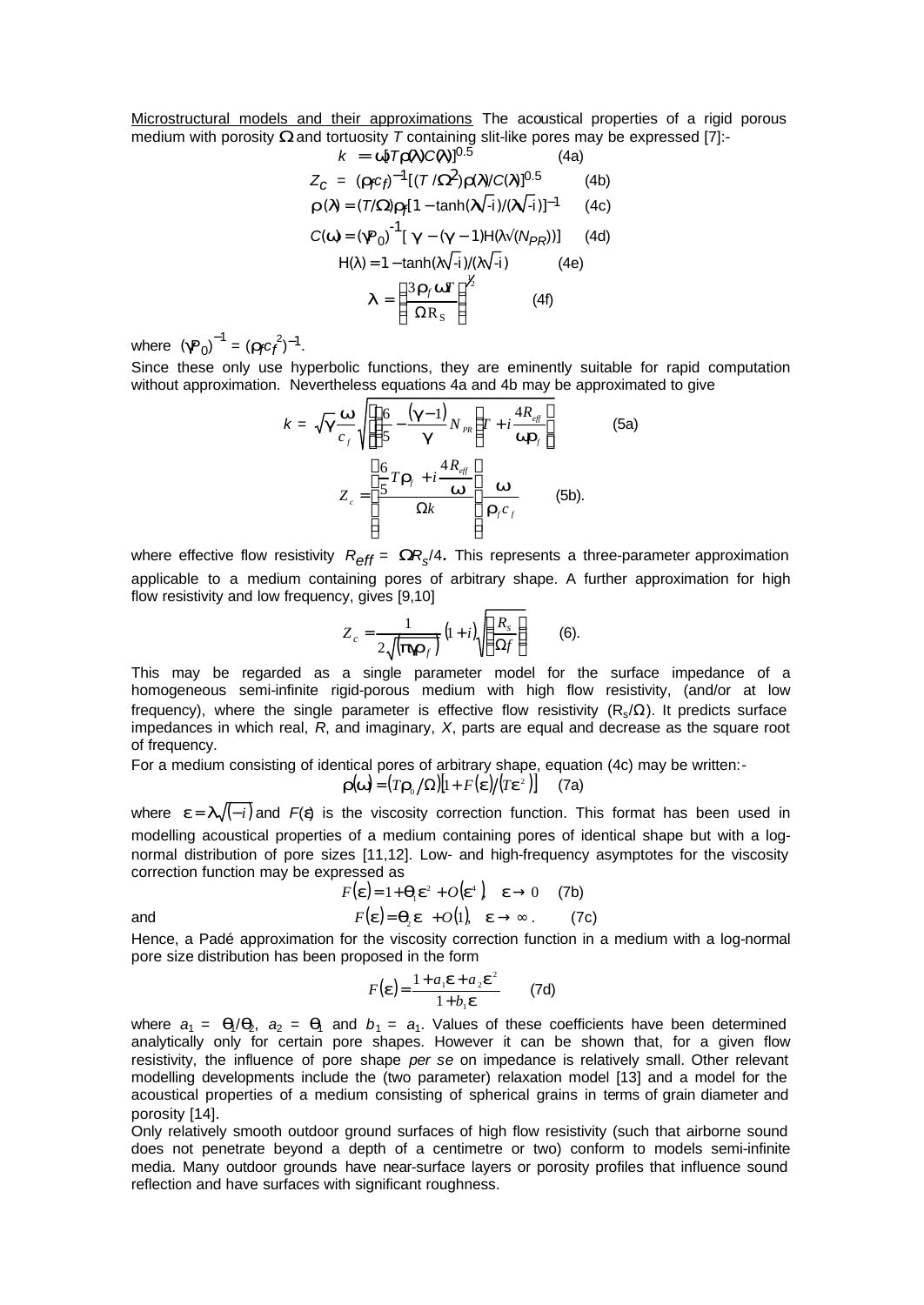Microstructural models and their approximations The acoustical properties of a rigid porous medium with porosity $\Omega$ and tortuosity $T$ containing slit-like pores may be expressed [7]:-

$$k = \omega[T\rho(\lambda)C(\lambda)]^{0.5} \quad (4a)$$

$$Z_C = (\rho_f c_f)^{-1}[(T/\Omega^2)\rho(\lambda)/C(\lambda)]^{0.5} \quad (4b)$$

$$\rho(\lambda) = (T/\Omega)\rho_f[1 - \tanh(\lambda\sqrt{-i})/(\lambda\sqrt{-i})]^{-1} \quad (4c)$$

$$C(\omega) = (\gamma P_0)^{-1}[\gamma - (\gamma - 1)H(\lambda\sqrt{(N_{PR})})] \quad (4d)$$

$$H(\lambda) = 1 - \tanh(\lambda\sqrt{-i})/(\lambda\sqrt{-i}) \quad (4e)$$

$$\lambda = \left(\frac{3\rho_f \omega T}{\Omega R_S}\right)^{1/2} \quad (4f)$$

where $(\gamma P_0)^{-1} = (\rho_f c_f^{\,2})^{-1}$.

Since these only use hyperbolic functions, they are eminently suitable for rapid computation without approximation. Nevertheless equations 4a and 4b may be approximated to give

$$k = \sqrt{\gamma}\frac{\omega}{c_f}\sqrt{\left(\frac{6}{5} - \frac{(\gamma - 1)}{\gamma}N_{PR}\right)\left(T + i\frac{4R_{eff}}{\omega\rho_f}\right)} \quad (5a)$$

$$Z_c = \left(\frac{\frac{6}{5}T\rho_f + i\frac{4R_{eff}}{\omega}}{\Omega k}\right)\frac{\omega}{\rho_f c_f} \quad (5b).$$

where effective flow resistivity $R_{eff} = \Omega R_s/4$. This represents a three-parameter approximation applicable to a medium containing pores of arbitrary shape. A further approximation for high flow resistivity and low frequency, gives [9,10]

$$Z_c = \frac{1}{2\sqrt{(\pi\gamma\rho_f)}}(1+i)\sqrt{\left(\frac{R_s}{\Omega f}\right)} \quad (6).$$

This may be regarded as a single parameter model for the surface impedance of a homogeneous semi-infinite rigid-porous medium with high flow resistivity, (and/or at low frequency), where the single parameter is effective flow resistivity ($R_s/\Omega$). It predicts surface impedances in which real, $R$, and imaginary, $X$, parts are equal and decrease as the square root of frequency.

For a medium consisting of identical pores of arbitrary shape, equation (4c) may be written:-

$$\rho(\omega) = (T\rho_0/\Omega)[1 + F(\varepsilon)/(T\varepsilon^2)] \quad (7a)$$

where $\varepsilon = \lambda\sqrt{(-i)}$ and $F(\varepsilon)$ is the viscosity correction function. This format has been used in modelling acoustical properties of a medium containing pores of identical shape but with a log-normal distribution of pore sizes [11,12]. Low- and high-frequency asymptotes for the viscosity correction function may be expressed as

$$F(\varepsilon) = 1 + \theta_1\varepsilon^2 + O(\varepsilon^4), \quad \varepsilon \to 0 \quad (7b)$$

and

$$F(\varepsilon) = \theta_2\varepsilon + O(1), \quad \varepsilon \to \infty. \quad (7c)$$

Hence, a Padé approximation for the viscosity correction function in a medium with a log-normal pore size distribution has been proposed in the form

$$F(\varepsilon) = \frac{1 + a_1\varepsilon + a_2\varepsilon^2}{1 + b_1\varepsilon} \quad (7d)$$

where $a_1 = \theta_1/\theta_2$, $a_2 = \theta_1$ and $b_1 = a_1$. Values of these coefficients have been determined analytically only for certain pore shapes. However it can be shown that, for a given flow resistivity, the influence of pore shape *per se* on impedance is relatively small. Other relevant modelling developments include the (two parameter) relaxation model [13] and a model for the acoustical properties of a medium consisting of spherical grains in terms of grain diameter and porosity [14].

Only relatively smooth outdoor ground surfaces of high flow resistivity (such that airborne sound does not penetrate beyond a depth of a centimetre or two) conform to models semi-infinite media. Many outdoor grounds have near-surface layers or porosity profiles that influence sound reflection and have surfaces with significant roughness.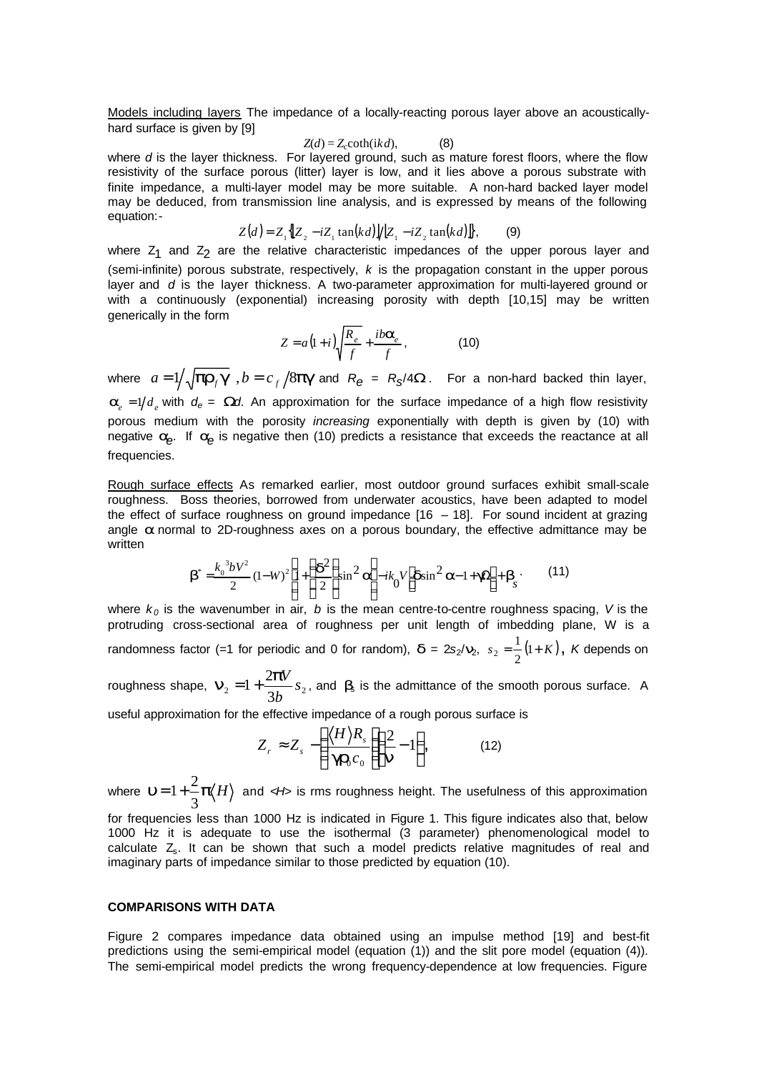Models including layers The impedance of a locally-reacting porous layer above an acoustically-hard surface is given by [9]

$$Z(d) = Z_c \coth(ikd), \qquad (8)$$

where $d$ is the layer thickness. For layered ground, such as mature forest floors, where the flow resistivity of the surface porous (litter) layer is low, and it lies above a porous substrate with finite impedance, a multi-layer model may be more suitable. A non-hard backed layer model may be deduced, from transmission line analysis, and is expressed by means of the following equation:-

$$Z(d) = Z_1\{[Z_2 - iZ_1 \tan(kd)]/[Z_1 - iZ_2 \tan(kd)]\}, \qquad (9)$$

where $Z_1$ and $Z_2$ are the relative characteristic impedances of the upper porous layer and (semi-infinite) porous substrate, respectively, $k$ is the propagation constant in the upper porous layer and $d$ is the layer thickness. A two-parameter approximation for multi-layered ground or with a continuously (exponential) increasing porosity with depth [10,15] may be written generically in the form

$$Z = a(1+i)\sqrt{\frac{R_e}{f}} + \frac{ib\alpha_e}{f}, \qquad (10)$$

where $a = 1/\sqrt{\pi\rho_f \gamma}$, $b = c_f/8\pi\gamma$ and $R_e = R_s/4\Omega$. For a non-hard backed thin layer, $\alpha_e = 1/d_e$ with $d_e = \Omega d$. An approximation for the surface impedance of a high flow resistivity porous medium with the porosity *increasing* exponentially with depth is given by (10) with negative $\alpha_e$. If $\alpha_e$ is negative then (10) predicts a resistance that exceeds the reactance at all frequencies.

Rough surface effects As remarked earlier, most outdoor ground surfaces exhibit small-scale roughness. Boss theories, borrowed from underwater acoustics, have been adapted to model the effect of surface roughness on ground impedance [16 – 18]. For sound incident at grazing angle $\alpha$ normal to 2D-roughness axes on a porous boundary, the effective admittance may be written

$$\beta^* = \frac{k_0{}^3 bV^2}{2}(1-W)^2\left(1+\left(\frac{\delta^2}{2}\right)\sin^2\alpha\right) - ik_0 V\left(\delta \sin^2\alpha - 1 + \nu\Omega\right) + \beta_s . \qquad (11)$$

where $k_0$ is the wavenumber in air, $b$ is the mean centre-to-centre roughness spacing, $V$ is the protruding cross-sectional area of roughness per unit length of imbedding plane, W is a randomness factor (=1 for periodic and 0 for random), $\delta = 2s_2/\nu_2$, $s_2 = \frac{1}{2}(1+K)$, $K$ depends on roughness shape, $\nu_2 = 1 + \frac{2\pi V}{3b} s_2$, and $\beta_s$ is the admittance of the smooth porous surface. A useful approximation for the effective impedance of a rough porous surface is

$$Z_r \approx Z_s - \left(\frac{\langle H \rangle R_s}{\gamma\rho_0 c_0}\right)\left(\frac{2}{\upsilon} - 1\right), \qquad (12)$$

where $\upsilon = 1 + \frac{2}{3}\pi\langle H \rangle$ and $\langle H \rangle$ is rms roughness height. The usefulness of this approximation for frequencies less than 1000 Hz is indicated in Figure 1. This figure indicates also that, below 1000 Hz it is adequate to use the isothermal (3 parameter) phenomenological model to calculate $Z_s$. It can be shown that such a model predicts relative magnitudes of real and imaginary parts of impedance similar to those predicted by equation (10).

## COMPARISONS WITH DATA

Figure 2 compares impedance data obtained using an impulse method [19] and best-fit predictions using the semi-empirical model (equation (1)) and the slit pore model (equation (4)). The semi-empirical model predicts the wrong frequency-dependence at low frequencies. Figure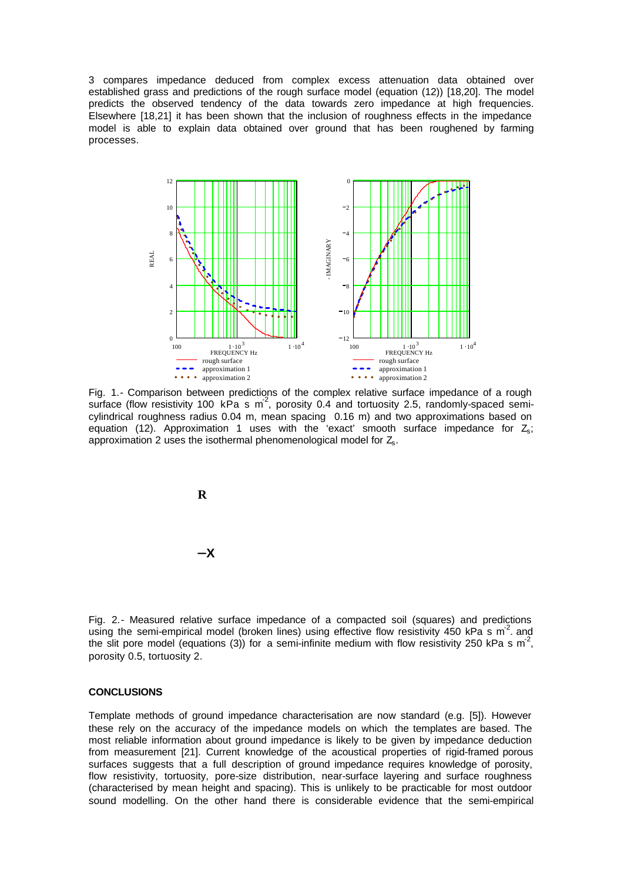3 compares impedance deduced from complex excess attenuation data obtained over established grass and predictions of the rough surface model (equation (12)) [18,20]. The model predicts the observed tendency of the data towards zero impedance at high frequencies. Elsewhere [18,21] it has been shown that the inclusion of roughness effects in the impedance model is able to explain data obtained over ground that has been roughened by farming processes.

REAL

12
10
8
6
4
2
0

100
$1 \cdot 10^3$
$1 \cdot 10^4$
FREQUENCY Hz

rough surface
approximation 1
approximation 2

- IMAGINARY

0
−2
−4
−6
−8
−10
−12

100
$1 \cdot 10^3$
$1 \cdot 10^4$
FREQUENCY Hz

rough surface
approximation 1
approximation 2

Fig. 1.- Comparison between predictions of the complex relative surface impedance of a rough surface (flow resistivity 100 kPa s m$^{-2}$, porosity 0.4 and tortuosity 2.5, randomly-spaced semi-cylindrical roughness radius 0.04 m, mean spacing 0.16 m) and two approximations based on equation (12). Approximation 1 uses with the 'exact' smooth surface impedance for $Z_s$; approximation 2 uses the isothermal phenomenological model for $Z_s$.

**R**

**−X**

Fig. 2.- Measured relative surface impedance of a compacted soil (squares) and predictions using the semi-empirical model (broken lines) using effective flow resistivity 450 kPa s m$^{-2}$. and the slit pore model (equations (3)) for a semi-infinite medium with flow resistivity 250 kPa s m$^{-2}$, porosity 0.5, tortuosity 2.

## CONCLUSIONS

Template methods of ground impedance characterisation are now standard (e.g. [5]). However these rely on the accuracy of the impedance models on which the templates are based. The most reliable information about ground impedance is likely to be given by impedance deduction from measurement [21]. Current knowledge of the acoustical properties of rigid-framed porous surfaces suggests that a full description of ground impedance requires knowledge of porosity, flow resistivity, tortuosity, pore-size distribution, near-surface layering and surface roughness (characterised by mean height and spacing). This is unlikely to be practicable for most outdoor sound modelling. On the other hand there is considerable evidence that the semi-empirical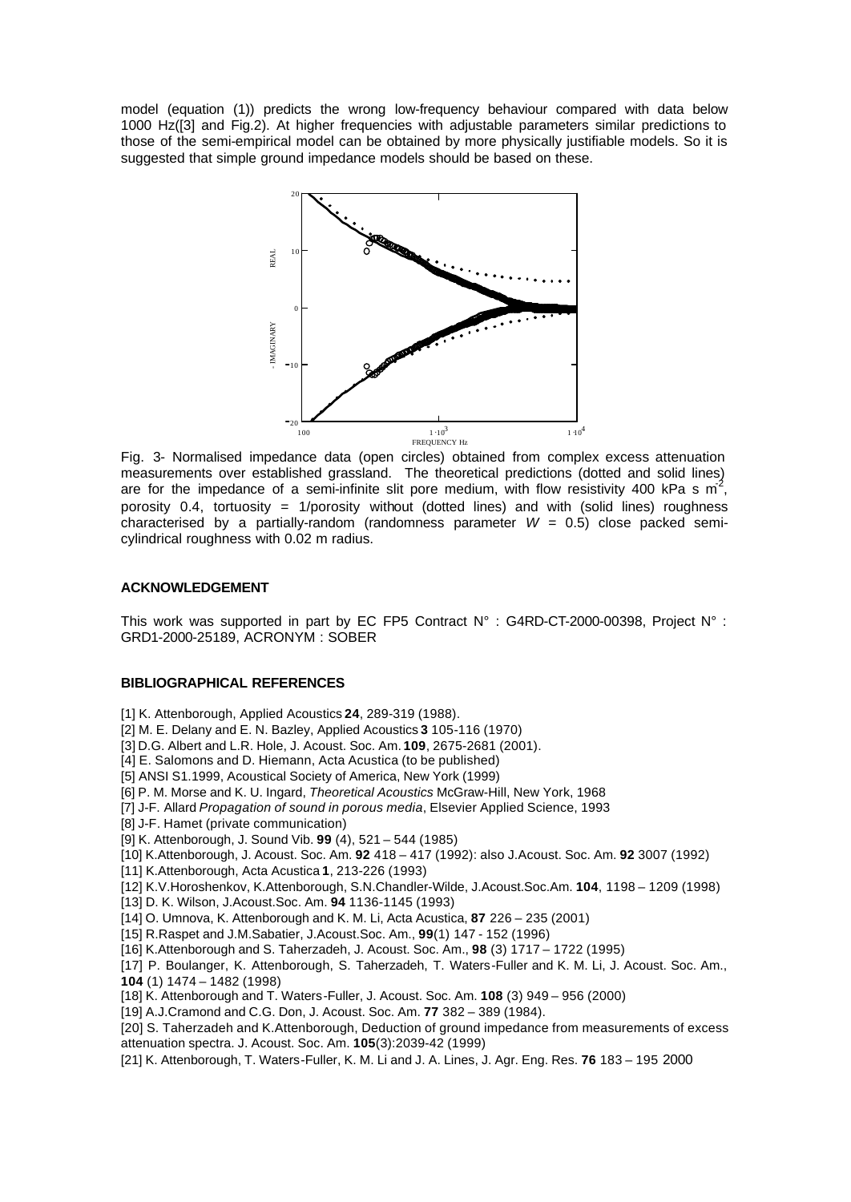model (equation (1)) predicts the wrong low-frequency behaviour compared with data below 1000 Hz([3] and Fig.2). At higher frequencies with adjustable parameters similar predictions to those of the semi-empirical model can be obtained by more physically justifiable models. So it is suggested that simple ground impedance models should be based on these.

REAL

- IMAGINARY

20
10
0
-10
-20

100
$1 \cdot 10^3$
$1 \cdot 10^4$
FREQUENCY Hz

Fig. 3- Normalised impedance data (open circles) obtained from complex excess attenuation measurements over established grassland. The theoretical predictions (dotted and solid lines) are for the impedance of a semi-infinite slit pore medium, with flow resistivity 400 kPa s m$^{-2}$, porosity 0.4, tortuosity = 1/porosity without (dotted lines) and with (solid lines) roughness characterised by a partially-random (randomness parameter $W$ = 0.5) close packed semi-cylindrical roughness with 0.02 m radius.

### ACKNOWLEDGEMENT

This work was supported in part by EC FP5 Contract N° : G4RD-CT-2000-00398, Project N° : GRD1-2000-25189, ACRONYM : SOBER

### BIBLIOGRAPHICAL REFERENCES

[1] K. Attenborough, Applied Acoustics **24**, 289-319 (1988).
[2] M. E. Delany and E. N. Bazley, Applied Acoustics **3** 105-116 (1970)
[3] D.G. Albert and L.R. Hole, J. Acoust. Soc. Am. **109**, 2675-2681 (2001).
[4] E. Salomons and D. Hiemann, Acta Acustica (to be published)
[5] ANSI S1.1999, Acoustical Society of America, New York (1999)
[6] P. M. Morse and K. U. Ingard, *Theoretical Acoustics* McGraw-Hill, New York, 1968
[7] J-F. Allard *Propagation of sound in porous media*, Elsevier Applied Science, 1993
[8] J-F. Hamet (private communication)
[9] K. Attenborough, J. Sound Vib. **99** (4), 521 – 544 (1985)
[10] K.Attenborough, J. Acoust. Soc. Am. **92** 418 – 417 (1992): also J.Acoust. Soc. Am. **92** 3007 (1992)
[11] K.Attenborough, Acta Acustica **1**, 213-226 (1993)
[12] K.V.Horoshenkov, K.Attenborough, S.N.Chandler-Wilde, J.Acoust.Soc.Am. **104**, 1198 – 1209 (1998)
[13] D. K. Wilson, J.Acoust.Soc. Am. **94** 1136-1145 (1993)
[14] O. Umnova, K. Attenborough and K. M. Li, Acta Acustica, **87** 226 – 235 (2001)
[15] R.Raspet and J.M.Sabatier, J.Acoust.Soc. Am., **99**(1) 147 - 152 (1996)
[16] K.Attenborough and S. Taherzadeh, J. Acoust. Soc. Am., **98** (3) 1717 – 1722 (1995)
[17] P. Boulanger, K. Attenborough, S. Taherzadeh, T. Waters-Fuller and K. M. Li, J. Acoust. Soc. Am., **104** (1) 1474 – 1482 (1998)
[18] K. Attenborough and T. Waters-Fuller, J. Acoust. Soc. Am. **108** (3) 949 – 956 (2000)
[19] A.J.Cramond and C.G. Don, J. Acoust. Soc. Am. **77** 382 – 389 (1984).
[20] S. Taherzadeh and K.Attenborough, Deduction of ground impedance from measurements of excess attenuation spectra. J. Acoust. Soc. Am. **105**(3):2039-42 (1999)
[21] K. Attenborough, T. Waters-Fuller, K. M. Li and J. A. Lines, J. Agr. Eng. Res. **76** 183 – 195 2000